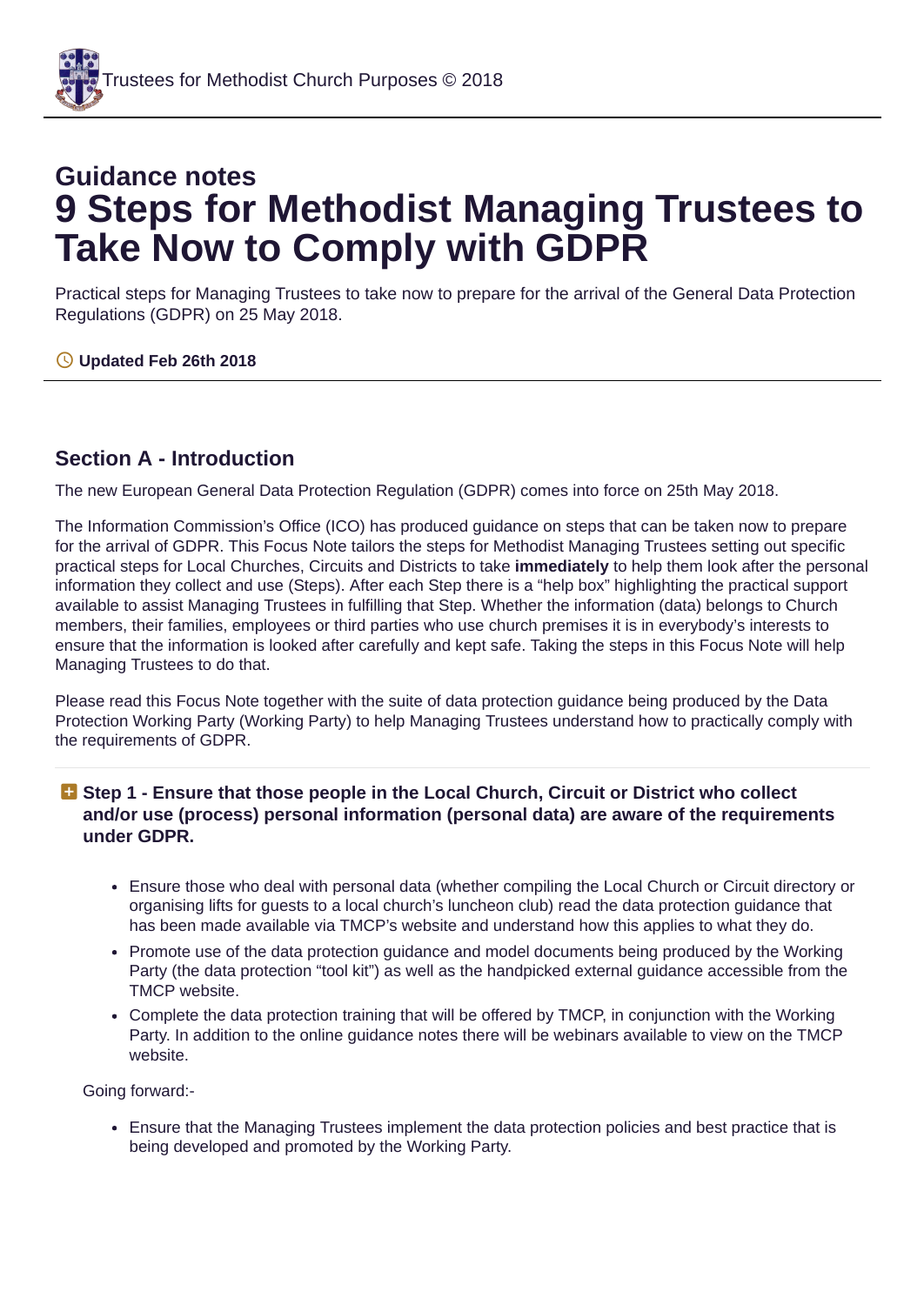Trustees for Methodist Church Purposes © 2018

## Guidance notes

# 9 Steps for Methodist Managing Trustees to Take Now to Comply with GDPR

Practical steps for Managing Trustees to take now to prepare for the arrival of the General Data Protection Regulations (GDPR) on 25 May 2018.

**Updated Feb 26th 2018**

### Section A - Introduction

The new European General Data Protection Regulation (GDPR) comes into force on 25th May 2018.

The Information Commission's Office (ICO) has produced guidance on steps that can be taken now to prepare for the arrival of GDPR. This Focus Note tailors the steps for Methodist Managing Trustees setting out specific practical steps for Local Churches, Circuits and Districts to take **immediately** to help them look after the personal information they collect and use (Steps). After each Step there is a "help box" highlighting the practical support available to assist Managing Trustees in fulfilling that Step. Whether the information (data) belongs to Church members, their families, employees or third parties who use church premises it is in everybody's interests to ensure that the information is looked after carefully and kept safe. Taking the steps in this Focus Note will help Managing Trustees to do that.

Please read this Focus Note together with the suite of data protection guidance being produced by the Data Protection Working Party (Working Party) to help Managing Trustees understand how to practically comply with the requirements of GDPR.

#### Step 1 - Ensure that those people in the Local Church, Circuit or District who collect and/or use (process) personal information (personal data) are aware of the requirements under GDPR.

- Ensure those who deal with personal data (whether compiling the Local Church or Circuit directory or organising lifts for guests to a local church's luncheon club) read the data protection guidance that has been made available via TMCP's website and understand how this applies to what they do.
- Promote use of the data protection guidance and model documents being produced by the Working Party (the data protection "tool kit") as well as the handpicked external guidance accessible from the TMCP website.
- Complete the data protection training that will be offered by TMCP, in conjunction with the Working Party. In addition to the online guidance notes there will be webinars available to view on the TMCP website.

Going forward:-

- Ensure that the Managing Trustees implement the data protection policies and best practice that is being developed and promoted by the Working Party.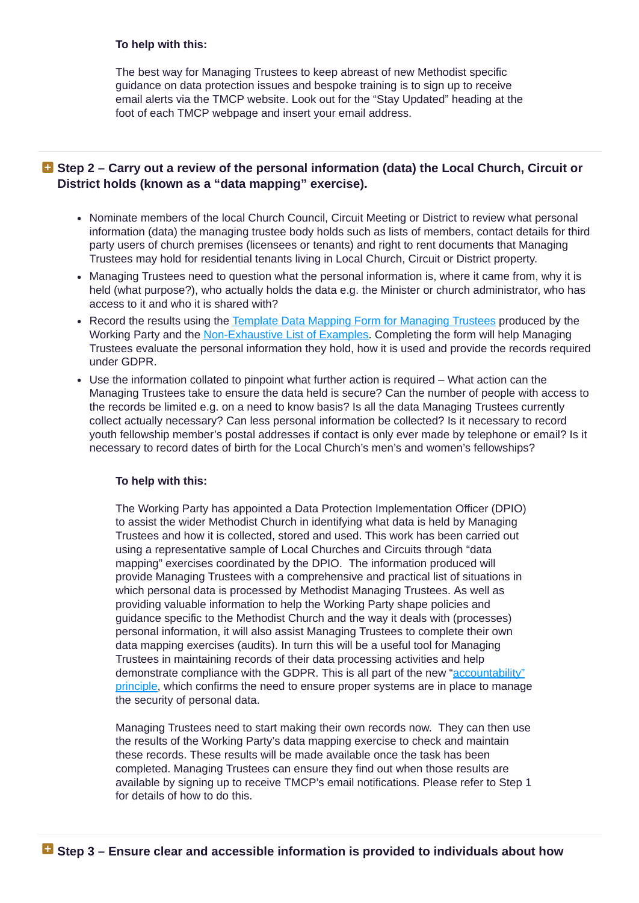**To help with this:**

The best way for Managing Trustees to keep abreast of new Methodist specific guidance on data protection issues and bespoke training is to sign up to receive email alerts via the TMCP website. Look out for the "Stay Updated" heading at the foot of each TMCP webpage and insert your email address.

## Step 2 – Carry out a review of the personal information (data) the Local Church, Circuit or District holds (known as a "data mapping" exercise).

- Nominate members of the local Church Council, Circuit Meeting or District to review what personal information (data) the managing trustee body holds such as lists of members, contact details for third party users of church premises (licensees or tenants) and right to rent documents that Managing Trustees may hold for residential tenants living in Local Church, Circuit or District property.
- Managing Trustees need to question what the personal information is, where it came from, why it is held (what purpose?), who actually holds the data e.g. the Minister or church administrator, who has access to it and who it is shared with?
- Record the results using the Template Data Mapping Form for Managing Trustees produced by the Working Party and the Non-Exhaustive List of Examples. Completing the form will help Managing Trustees evaluate the personal information they hold, how it is used and provide the records required under GDPR.
- Use the information collated to pinpoint what further action is required – What action can the Managing Trustees take to ensure the data held is secure? Can the number of people with access to the records be limited e.g. on a need to know basis? Is all the data Managing Trustees currently collect actually necessary? Can less personal information be collected? Is it necessary to record youth fellowship member's postal addresses if contact is only ever made by telephone or email? Is it necessary to record dates of birth for the Local Church's men's and women's fellowships?

**To help with this:**

The Working Party has appointed a Data Protection Implementation Officer (DPIO) to assist the wider Methodist Church in identifying what data is held by Managing Trustees and how it is collected, stored and used. This work has been carried out using a representative sample of Local Churches and Circuits through "data mapping" exercises coordinated by the DPIO. The information produced will provide Managing Trustees with a comprehensive and practical list of situations in which personal data is processed by Methodist Managing Trustees. As well as providing valuable information to help the Working Party shape policies and guidance specific to the Methodist Church and the way it deals with (processes) personal information, it will also assist Managing Trustees to complete their own data mapping exercises (audits). In turn this will be a useful tool for Managing Trustees in maintaining records of their data processing activities and help demonstrate compliance with the GDPR. This is all part of the new "accountability" principle, which confirms the need to ensure proper systems are in place to manage the security of personal data.

Managing Trustees need to start making their own records now. They can then use the results of the Working Party's data mapping exercise to check and maintain these records. These results will be made available once the task has been completed. Managing Trustees can ensure they find out when those results are available by signing up to receive TMCP's email notifications. Please refer to Step 1 for details of how to do this.

## Step 3 – Ensure clear and accessible information is provided to individuals about how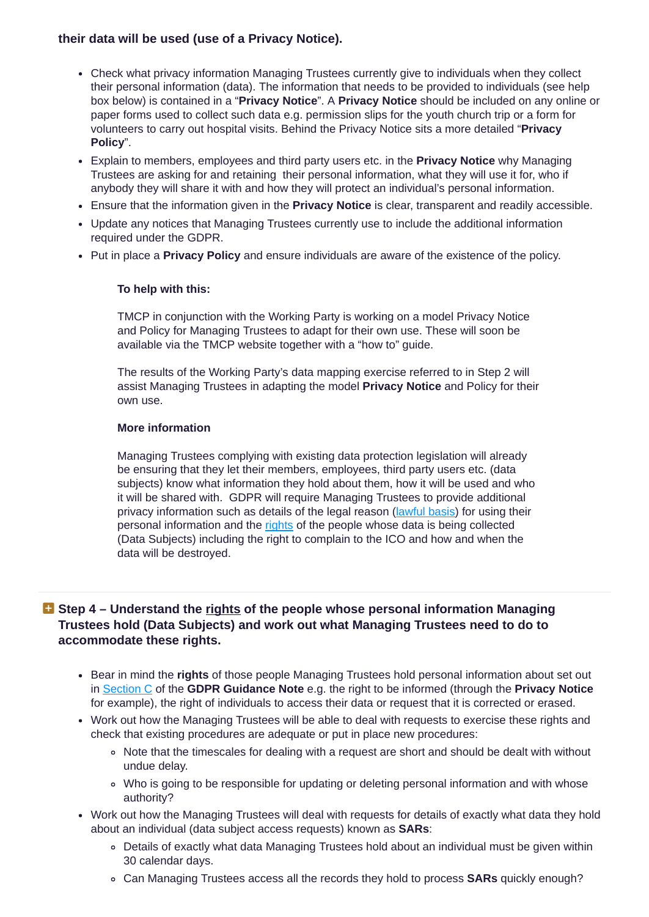**their data will be used (use of a Privacy Notice).**

- Check what privacy information Managing Trustees currently give to individuals when they collect their personal information (data). The information that needs to be provided to individuals (see help box below) is contained in a "**Privacy Notice**". A **Privacy Notice** should be included on any online or paper forms used to collect such data e.g. permission slips for the youth church trip or a form for volunteers to carry out hospital visits. Behind the Privacy Notice sits a more detailed "**Privacy Policy**".
- Explain to members, employees and third party users etc. in the **Privacy Notice** why Managing Trustees are asking for and retaining their personal information, what they will use it for, who if anybody they will share it with and how they will protect an individual's personal information.
- Ensure that the information given in the **Privacy Notice** is clear, transparent and readily accessible.
- Update any notices that Managing Trustees currently use to include the additional information required under the GDPR.
- Put in place a **Privacy Policy** and ensure individuals are aware of the existence of the policy.

**To help with this:**

TMCP in conjunction with the Working Party is working on a model Privacy Notice and Policy for Managing Trustees to adapt for their own use. These will soon be available via the TMCP website together with a "how to" guide.

The results of the Working Party's data mapping exercise referred to in Step 2 will assist Managing Trustees in adapting the model **Privacy Notice** and Policy for their own use.

**More information**

Managing Trustees complying with existing data protection legislation will already be ensuring that they let their members, employees, third party users etc. (data subjects) know what information they hold about them, how it will be used and who it will be shared with. GDPR will require Managing Trustees to provide additional privacy information such as details of the legal reason (lawful basis) for using their personal information and the rights of the people whose data is being collected (Data Subjects) including the right to complain to the ICO and how and when the data will be destroyed.

## Step 4 – Understand the rights of the people whose personal information Managing Trustees hold (Data Subjects) and work out what Managing Trustees need to do to accommodate these rights.

- Bear in mind the **rights** of those people Managing Trustees hold personal information about set out in Section C of the **GDPR Guidance Note** e.g. the right to be informed (through the **Privacy Notice** for example), the right of individuals to access their data or request that it is corrected or erased.
- Work out how the Managing Trustees will be able to deal with requests to exercise these rights and check that existing procedures are adequate or put in place new procedures:
    - Note that the timescales for dealing with a request are short and should be dealt with without undue delay.
    - Who is going to be responsible for updating or deleting personal information and with whose authority?
- Work out how the Managing Trustees will deal with requests for details of exactly what data they hold about an individual (data subject access requests) known as **SARs**:
    - Details of exactly what data Managing Trustees hold about an individual must be given within 30 calendar days.
    - Can Managing Trustees access all the records they hold to process **SARs** quickly enough?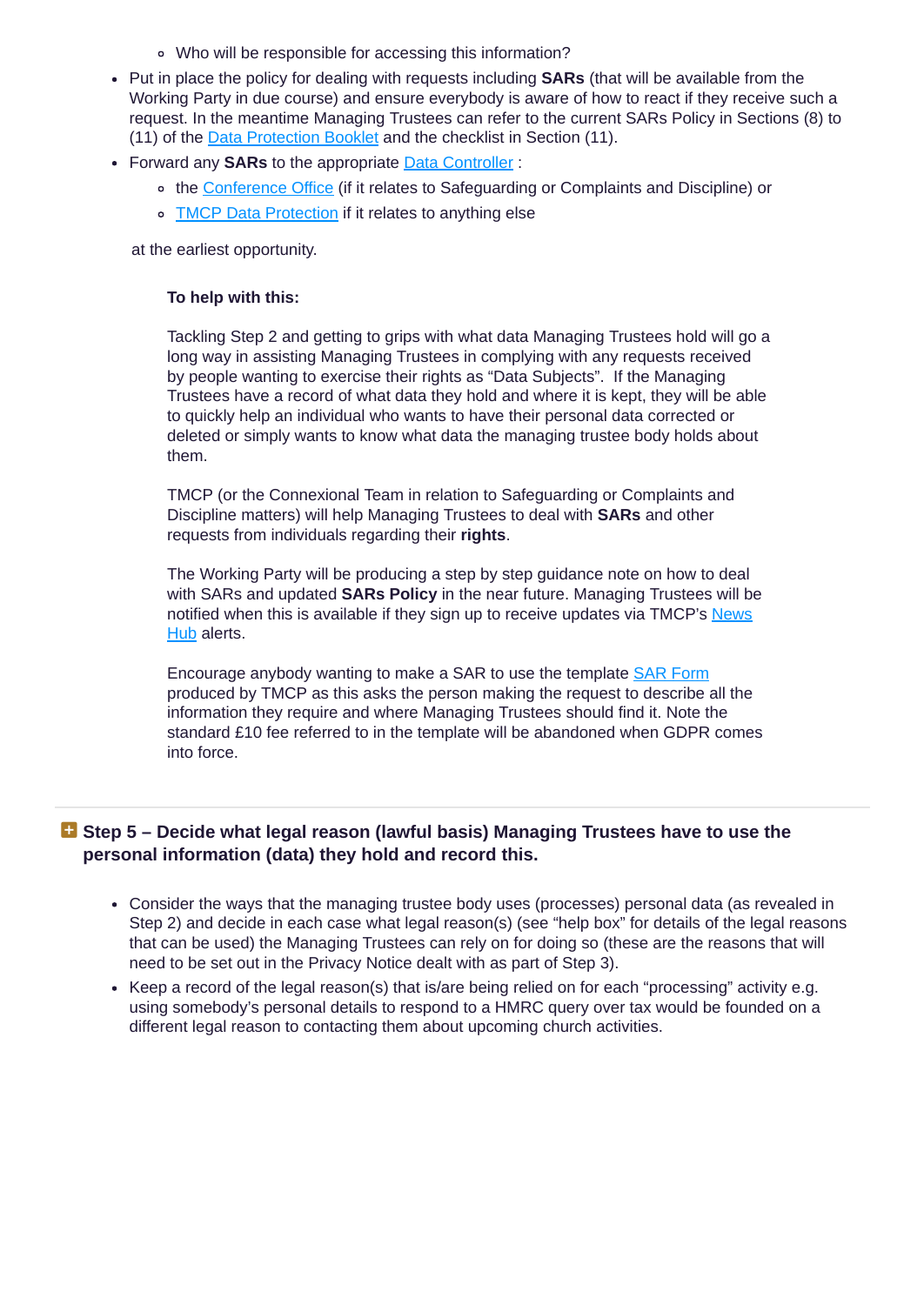- Who will be responsible for accessing this information?

- Put in place the policy for dealing with requests including **SARs** (that will be available from the Working Party in due course) and ensure everybody is aware of how to react if they receive such a request. In the meantime Managing Trustees can refer to the current SARs Policy in Sections (8) to (11) of the Data Protection Booklet and the checklist in Section (11).
- Forward any **SARs** to the appropriate Data Controller :
  - the Conference Office (if it relates to Safeguarding or Complaints and Discipline) or
  - TMCP Data Protection if it relates to anything else

  at the earliest opportunity.

**To help with this:**

Tackling Step 2 and getting to grips with what data Managing Trustees hold will go a long way in assisting Managing Trustees in complying with any requests received by people wanting to exercise their rights as "Data Subjects". If the Managing Trustees have a record of what data they hold and where it is kept, they will be able to quickly help an individual who wants to have their personal data corrected or deleted or simply wants to know what data the managing trustee body holds about them.

TMCP (or the Connexional Team in relation to Safeguarding or Complaints and Discipline matters) will help Managing Trustees to deal with **SARs** and other requests from individuals regarding their **rights**.

The Working Party will be producing a step by step guidance note on how to deal with SARs and updated **SARs Policy** in the near future. Managing Trustees will be notified when this is available if they sign up to receive updates via TMCP's News Hub alerts.

Encourage anybody wanting to make a SAR to use the template SAR Form produced by TMCP as this asks the person making the request to describe all the information they require and where Managing Trustees should find it. Note the standard £10 fee referred to in the template will be abandoned when GDPR comes into force.

## Step 5 – Decide what legal reason (lawful basis) Managing Trustees have to use the personal information (data) they hold and record this.

- Consider the ways that the managing trustee body uses (processes) personal data (as revealed in Step 2) and decide in each case what legal reason(s) (see "help box" for details of the legal reasons that can be used) the Managing Trustees can rely on for doing so (these are the reasons that will need to be set out in the Privacy Notice dealt with as part of Step 3).
- Keep a record of the legal reason(s) that is/are being relied on for each "processing" activity e.g. using somebody's personal details to respond to a HMRC query over tax would be founded on a different legal reason to contacting them about upcoming church activities.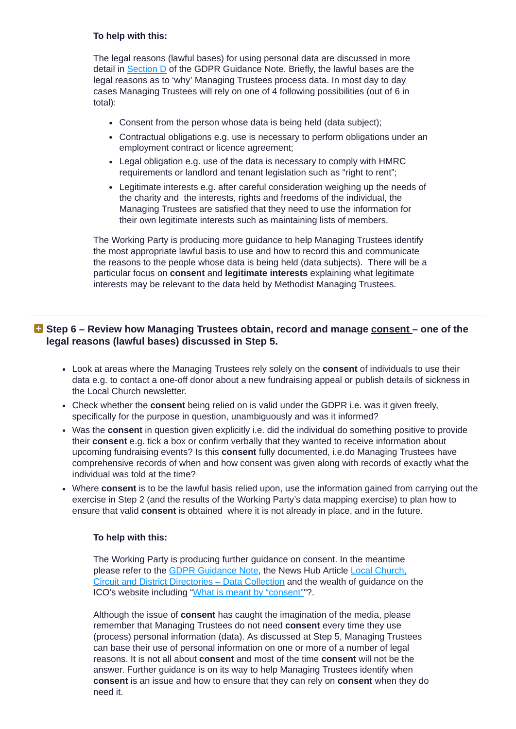**To help with this:**

The legal reasons (lawful bases) for using personal data are discussed in more detail in Section D of the GDPR Guidance Note. Briefly, the lawful bases are the legal reasons as to 'why' Managing Trustees process data. In most day to day cases Managing Trustees will rely on one of 4 following possibilities (out of 6 in total):

- Consent from the person whose data is being held (data subject);
- Contractual obligations e.g. use is necessary to perform obligations under an employment contract or licence agreement;
- Legal obligation e.g. use of the data is necessary to comply with HMRC requirements or landlord and tenant legislation such as "right to rent";
- Legitimate interests e.g. after careful consideration weighing up the needs of the charity and the interests, rights and freedoms of the individual, the Managing Trustees are satisfied that they need to use the information for their own legitimate interests such as maintaining lists of members.

The Working Party is producing more guidance to help Managing Trustees identify the most appropriate lawful basis to use and how to record this and communicate the reasons to the people whose data is being held (data subjects). There will be a particular focus on **consent** and **legitimate interests** explaining what legitimate interests may be relevant to the data held by Methodist Managing Trustees.

## Step 6 – Review how Managing Trustees obtain, record and manage consent – one of the legal reasons (lawful bases) discussed in Step 5.

- Look at areas where the Managing Trustees rely solely on the **consent** of individuals to use their data e.g. to contact a one-off donor about a new fundraising appeal or publish details of sickness in the Local Church newsletter.
- Check whether the **consent** being relied on is valid under the GDPR i.e. was it given freely, specifically for the purpose in question, unambiguously and was it informed?
- Was the **consent** in question given explicitly i.e. did the individual do something positive to provide their **consent** e.g. tick a box or confirm verbally that they wanted to receive information about upcoming fundraising events? Is this **consent** fully documented, i.e.do Managing Trustees have comprehensive records of when and how consent was given along with records of exactly what the individual was told at the time?
- Where **consent** is to be the lawful basis relied upon, use the information gained from carrying out the exercise in Step 2 (and the results of the Working Party's data mapping exercise) to plan how to ensure that valid **consent** is obtained where it is not already in place, and in the future.

**To help with this:**

The Working Party is producing further guidance on consent. In the meantime please refer to the GDPR Guidance Note, the News Hub Article Local Church, Circuit and District Directories – Data Collection and the wealth of guidance on the ICO's website including "What is meant by "consent""?.

Although the issue of **consent** has caught the imagination of the media, please remember that Managing Trustees do not need **consent** every time they use (process) personal information (data). As discussed at Step 5, Managing Trustees can base their use of personal information on one or more of a number of legal reasons. It is not all about **consent** and most of the time **consent** will not be the answer. Further guidance is on its way to help Managing Trustees identify when **consent** is an issue and how to ensure that they can rely on **consent** when they do need it.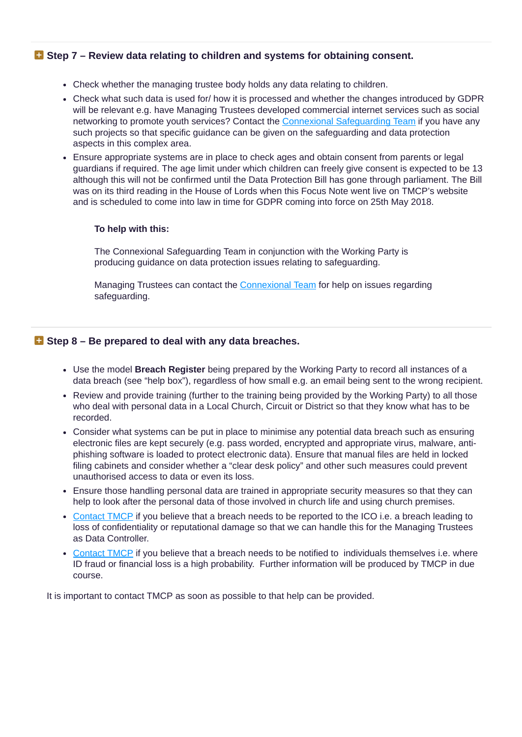### Step 7 – Review data relating to children and systems for obtaining consent.

- Check whether the managing trustee body holds any data relating to children.
- Check what such data is used for/ how it is processed and whether the changes introduced by GDPR will be relevant e.g. have Managing Trustees developed commercial internet services such as social networking to promote youth services? Contact the Connexional Safeguarding Team if you have any such projects so that specific guidance can be given on the safeguarding and data protection aspects in this complex area.
- Ensure appropriate systems are in place to check ages and obtain consent from parents or legal guardians if required. The age limit under which children can freely give consent is expected to be 13 although this will not be confirmed until the Data Protection Bill has gone through parliament. The Bill was on its third reading in the House of Lords when this Focus Note went live on TMCP's website and is scheduled to come into law in time for GDPR coming into force on 25th May 2018.

**To help with this:**

The Connexional Safeguarding Team in conjunction with the Working Party is producing guidance on data protection issues relating to safeguarding.

Managing Trustees can contact the Connexional Team for help on issues regarding safeguarding.

### Step 8 – Be prepared to deal with any data breaches.

- Use the model **Breach Register** being prepared by the Working Party to record all instances of a data breach (see "help box"), regardless of how small e.g. an email being sent to the wrong recipient.
- Review and provide training (further to the training being provided by the Working Party) to all those who deal with personal data in a Local Church, Circuit or District so that they know what has to be recorded.
- Consider what systems can be put in place to minimise any potential data breach such as ensuring electronic files are kept securely (e.g. pass worded, encrypted and appropriate virus, malware, anti-phishing software is loaded to protect electronic data). Ensure that manual files are held in locked filing cabinets and consider whether a "clear desk policy" and other such measures could prevent unauthorised access to data or even its loss.
- Ensure those handling personal data are trained in appropriate security measures so that they can help to look after the personal data of those involved in church life and using church premises.
- Contact TMCP if you believe that a breach needs to be reported to the ICO i.e. a breach leading to loss of confidentiality or reputational damage so that we can handle this for the Managing Trustees as Data Controller.
- Contact TMCP if you believe that a breach needs to be notified to individuals themselves i.e. where ID fraud or financial loss is a high probability. Further information will be produced by TMCP in due course.

It is important to contact TMCP as soon as possible to that help can be provided.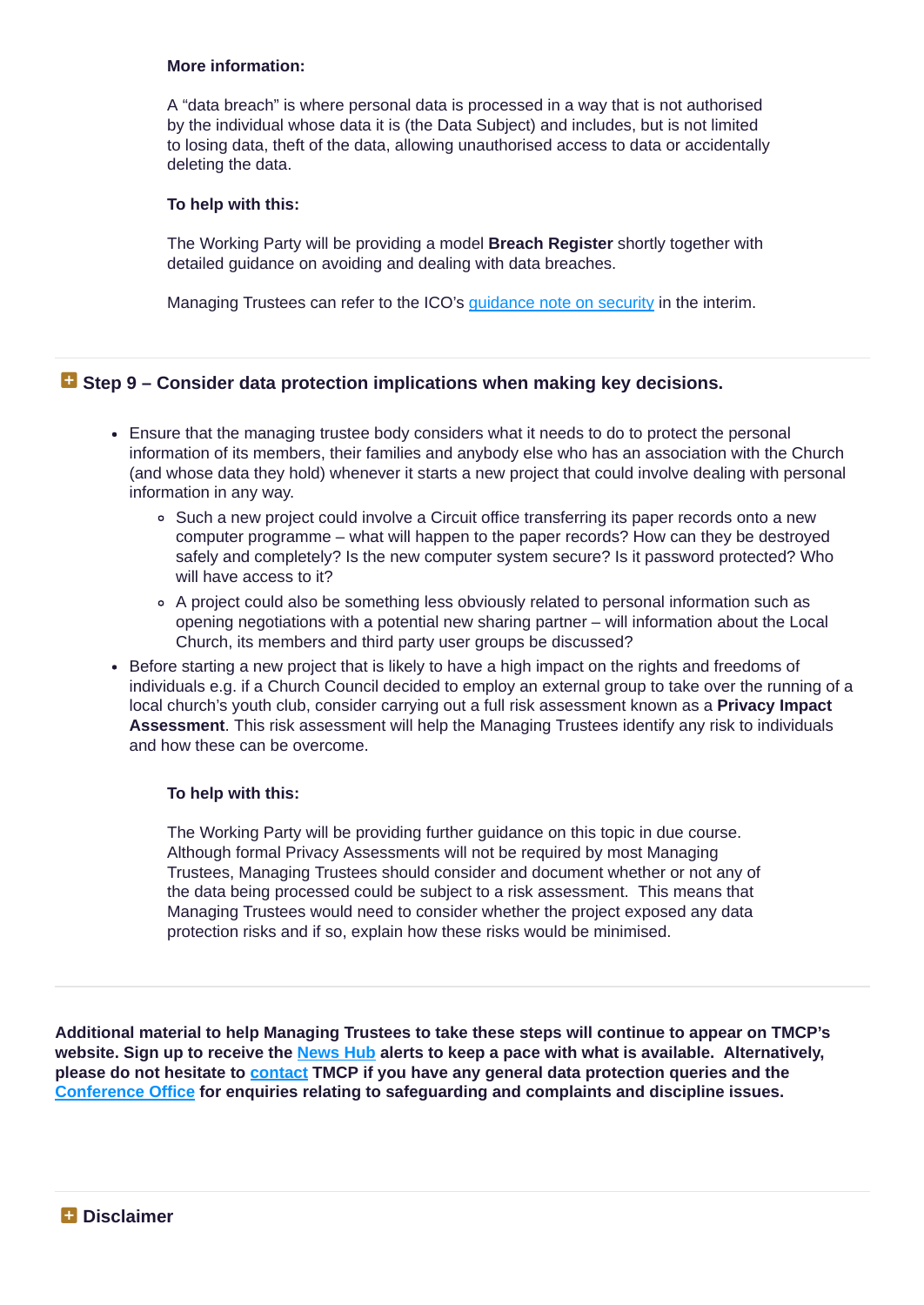**More information:**

A “data breach” is where personal data is processed in a way that is not authorised by the individual whose data it is (the Data Subject) and includes, but is not limited to losing data, theft of the data, allowing unauthorised access to data or accidentally deleting the data.

**To help with this:**

The Working Party will be providing a model **Breach Register** shortly together with detailed guidance on avoiding and dealing with data breaches.

Managing Trustees can refer to the ICO’s guidance note on security in the interim.

## Step 9 – Consider data protection implications when making key decisions.

- Ensure that the managing trustee body considers what it needs to do to protect the personal information of its members, their families and anybody else who has an association with the Church (and whose data they hold) whenever it starts a new project that could involve dealing with personal information in any way.
    - Such a new project could involve a Circuit office transferring its paper records onto a new computer programme – what will happen to the paper records? How can they be destroyed safely and completely? Is the new computer system secure? Is it password protected? Who will have access to it?
    - A project could also be something less obviously related to personal information such as opening negotiations with a potential new sharing partner – will information about the Local Church, its members and third party user groups be discussed?
- Before starting a new project that is likely to have a high impact on the rights and freedoms of individuals e.g. if a Church Council decided to employ an external group to take over the running of a local church’s youth club, consider carrying out a full risk assessment known as a **Privacy Impact Assessment**. This risk assessment will help the Managing Trustees identify any risk to individuals and how these can be overcome.

**To help with this:**

The Working Party will be providing further guidance on this topic in due course. Although formal Privacy Assessments will not be required by most Managing Trustees, Managing Trustees should consider and document whether or not any of the data being processed could be subject to a risk assessment. This means that Managing Trustees would need to consider whether the project exposed any data protection risks and if so, explain how these risks would be minimised.

**Additional material to help Managing Trustees to take these steps will continue to appear on TMCP’s website. Sign up to receive the News Hub alerts to keep a pace with what is available. Alternatively, please do not hesitate to contact TMCP if you have any general data protection queries and the Conference Office for enquiries relating to safeguarding and complaints and discipline issues.**

## Disclaimer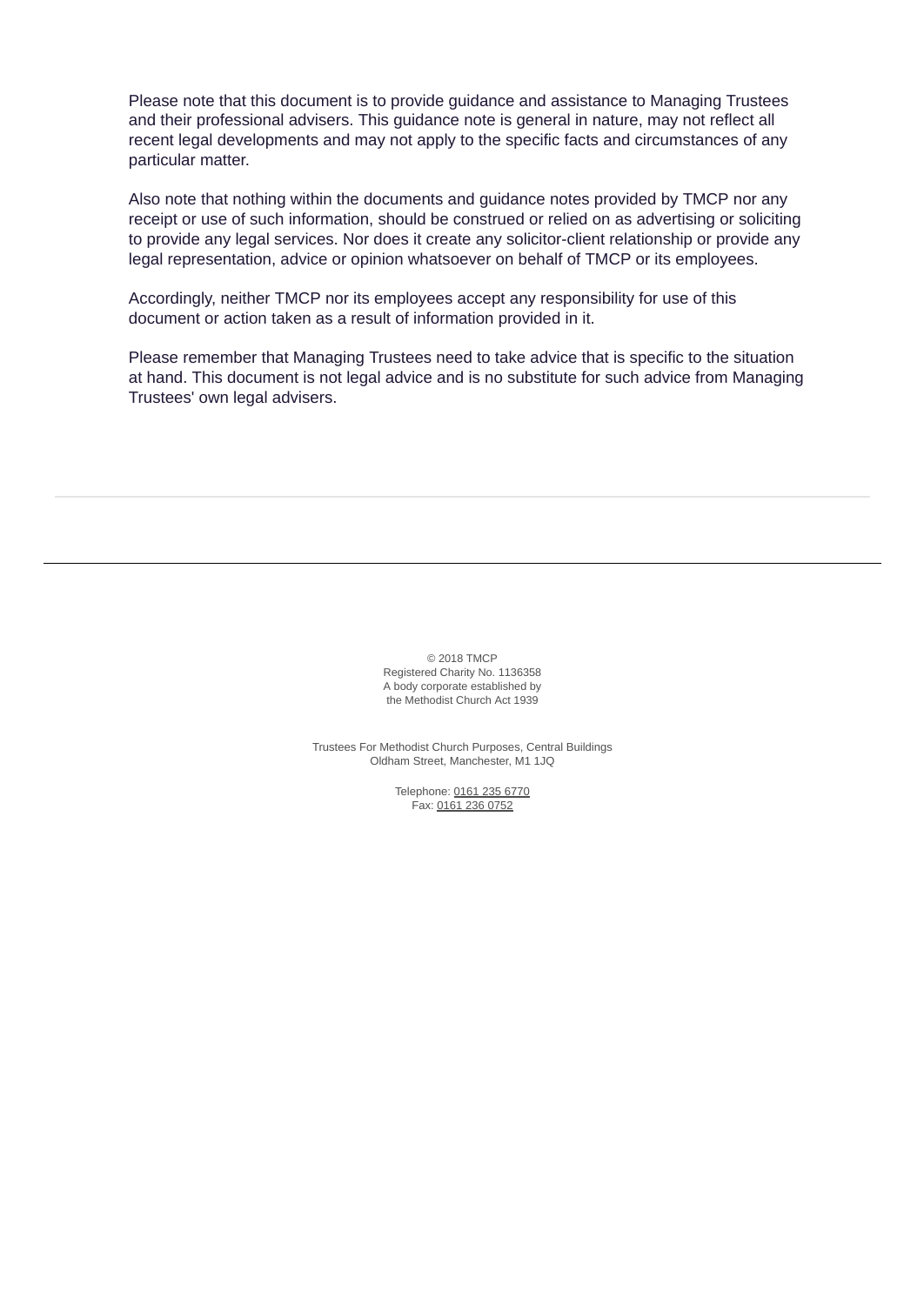Please note that this document is to provide guidance and assistance to Managing Trustees and their professional advisers. This guidance note is general in nature, may not reflect all recent legal developments and may not apply to the specific facts and circumstances of any particular matter.

Also note that nothing within the documents and guidance notes provided by TMCP nor any receipt or use of such information, should be construed or relied on as advertising or soliciting to provide any legal services. Nor does it create any solicitor-client relationship or provide any legal representation, advice or opinion whatsoever on behalf of TMCP or its employees.

Accordingly, neither TMCP nor its employees accept any responsibility for use of this document or action taken as a result of information provided in it.

Please remember that Managing Trustees need to take advice that is specific to the situation at hand. This document is not legal advice and is no substitute for such advice from Managing Trustees' own legal advisers.

---

© 2018 TMCP
Registered Charity No. 1136358
A body corporate established by
the Methodist Church Act 1939

Trustees For Methodist Church Purposes, Central Buildings
Oldham Street, Manchester, M1 1JQ

Telephone: 0161 235 6770
Fax: 0161 236 0752